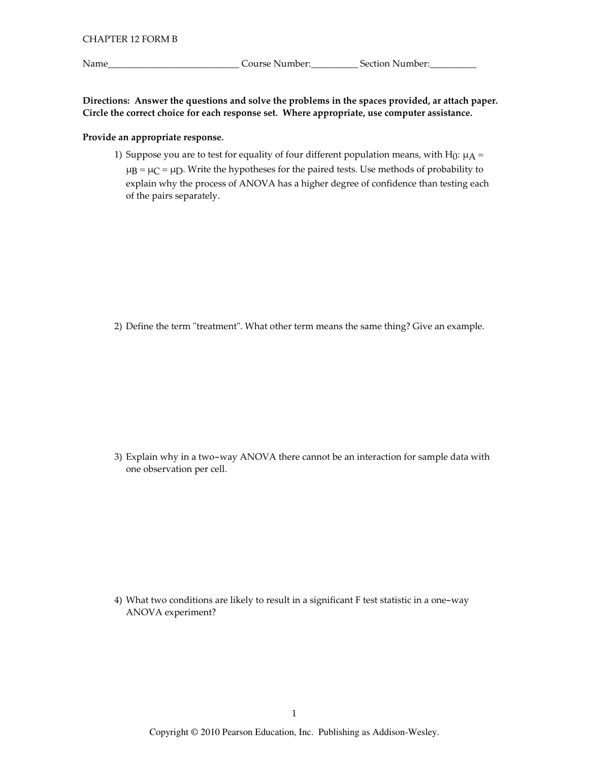CHAPTER 12 FORM B

Name\_\_\_\_\_\_\_\_\_\_\_\_\_\_\_\_\_\_\_\_\_\_\_\_\_\_\_\_ Course Number:\_\_\_\_\_\_\_\_\_\_ Section Number:\_\_\_\_\_\_\_\_\_\_

**Directions: Answer the questions and solve the problems in the spaces provided, ar attach paper. Circle the correct choice for each response set. Where appropriate, use computer assistance.**

**Provide an appropriate response.**

1) Suppose you are to test for equality of four different population means, with $H_0$: $\mu_A = \mu_B = \mu_C = \mu_D$. Write the hypotheses for the paired tests. Use methods of probability to explain why the process of ANOVA has a higher degree of confidence than testing each of the pairs separately.

2) Define the term "treatment". What other term means the same thing? Give an example.

3) Explain why in a two-way ANOVA there cannot be an interaction for sample data with one observation per cell.

4) What two conditions are likely to result in a significant F test statistic in a one-way ANOVA experiment?

Copyright © 2010 Pearson Education, Inc. Publishing as Addison-Wesley.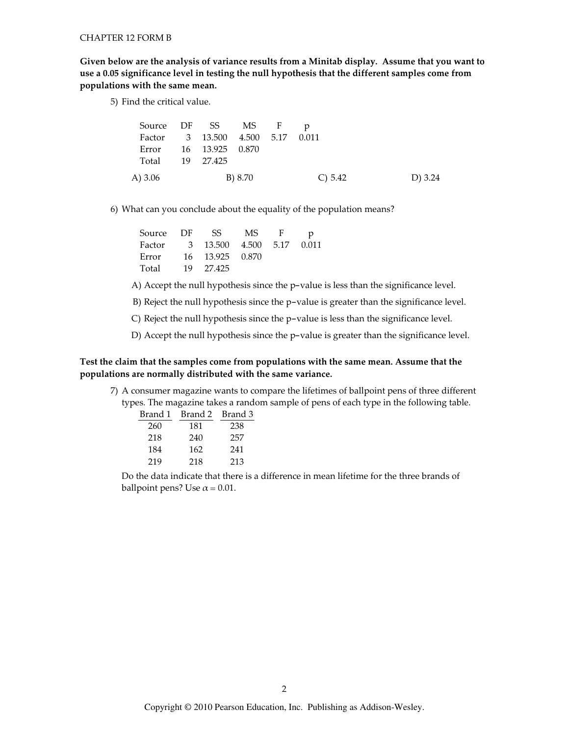CHAPTER 12 FORM B

**Given below are the analysis of variance results from a Minitab display. Assume that you want to use a 0.05 significance level in testing the null hypothesis that the different samples come from populations with the same mean.**

5) Find the critical value.

| Source | DF | SS | MS | F | p |
|---|---|---|---|---|---|
| Factor | 3 | 13.500 | 4.500 | 5.17 | 0.011 |
| Error | 16 | 13.925 | 0.870 | | |
| Total | 19 | 27.425 | | | |

A) 3.06 B) 8.70 C) 5.42 D) 3.24

6) What can you conclude about the equality of the population means?

| Source | DF | SS | MS | F | p |
|---|---|---|---|---|---|
| Factor | 3 | 13.500 | 4.500 | 5.17 | 0.011 |
| Error | 16 | 13.925 | 0.870 | | |
| Total | 19 | 27.425 | | | |

A) Accept the null hypothesis since the p-value is less than the significance level.

B) Reject the null hypothesis since the p-value is greater than the significance level.

C) Reject the null hypothesis since the p-value is less than the significance level.

D) Accept the null hypothesis since the p-value is greater than the significance level.

**Test the claim that the samples come from populations with the same mean. Assume that the populations are normally distributed with the same variance.**

7) A consumer magazine wants to compare the lifetimes of ballpoint pens of three different types. The magazine takes a random sample of pens of each type in the following table.

| Brand 1 | Brand 2 | Brand 3 |
|---|---|---|
| 260 | 181 | 238 |
| 218 | 240 | 257 |
| 184 | 162 | 241 |
| 219 | 218 | 213 |

Do the data indicate that there is a difference in mean lifetime for the three brands of ballpoint pens? Use $\alpha = 0.01$.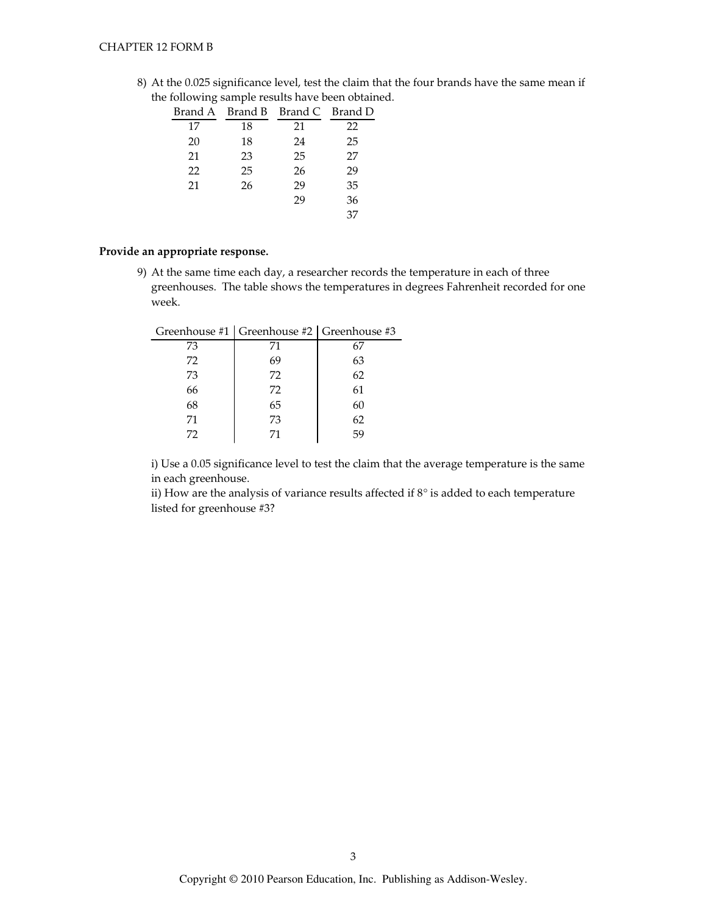8) At the 0.025 significance level, test the claim that the four brands have the same mean if the following sample results have been obtained.

| Brand A | Brand B | Brand C | Brand D |
|---|---|---|---|
| 17 | 18 | 21 | 22 |
| 20 | 18 | 24 | 25 |
| 21 | 23 | 25 | 27 |
| 22 | 25 | 26 | 29 |
| 21 | 26 | 29 | 35 |
| | | 29 | 36 |
| | | | 37 |

**Provide an appropriate response.**

9) At the same time each day, a researcher records the temperature in each of three greenhouses. The table shows the temperatures in degrees Fahrenheit recorded for one week.

| Greenhouse #1 | Greenhouse #2 | Greenhouse #3 |
|---|---|---|
| 73 | 71 | 67 |
| 72 | 69 | 63 |
| 73 | 72 | 62 |
| 66 | 72 | 61 |
| 68 | 65 | 60 |
| 71 | 73 | 62 |
| 72 | 71 | 59 |

i) Use a 0.05 significance level to test the claim that the average temperature is the same in each greenhouse.

ii) How are the analysis of variance results affected if 8° is added to each temperature listed for greenhouse #3?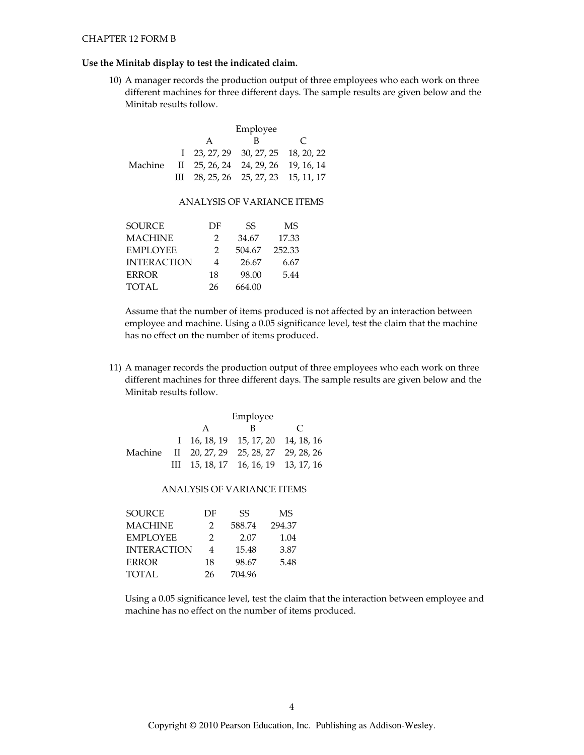CHAPTER 12 FORM B

**Use the Minitab display to test the indicated claim.**

10) A manager records the production output of three employees who each work on three different machines for three different days. The sample results are given below and the Minitab results follow.

| | | Employee | | |
|---|---|---|---|---|
| | | A | B | C |
| Machine | I | 23, 27, 29 | 30, 27, 25 | 18, 20, 22 |
| | II | 25, 26, 24 | 24, 29, 26 | 19, 16, 14 |
| | III | 28, 25, 26 | 25, 27, 23 | 15, 11, 17 |

ANALYSIS OF VARIANCE ITEMS

| SOURCE | DF | SS | MS |
|---|---|---|---|
| MACHINE | 2 | 34.67 | 17.33 |
| EMPLOYEE | 2 | 504.67 | 252.33 |
| INTERACTION | 4 | 26.67 | 6.67 |
| ERROR | 18 | 98.00 | 5.44 |
| TOTAL | 26 | 664.00 | |

Assume that the number of items produced is not affected by an interaction between employee and machine. Using a 0.05 significance level, test the claim that the machine has no effect on the number of items produced.

11) A manager records the production output of three employees who each work on three different machines for three different days. The sample results are given below and the Minitab results follow.

| | | Employee | | |
|---|---|---|---|---|
| | | A | B | C |
| Machine | I | 16, 18, 19 | 15, 17, 20 | 14, 18, 16 |
| | II | 20, 27, 29 | 25, 28, 27 | 29, 28, 26 |
| | III | 15, 18, 17 | 16, 16, 19 | 13, 17, 16 |

ANALYSIS OF VARIANCE ITEMS

| SOURCE | DF | SS | MS |
|---|---|---|---|
| MACHINE | 2 | 588.74 | 294.37 |
| EMPLOYEE | 2 | 2.07 | 1.04 |
| INTERACTION | 4 | 15.48 | 3.87 |
| ERROR | 18 | 98.67 | 5.48 |
| TOTAL | 26 | 704.96 | |

Using a 0.05 significance level, test the claim that the interaction between employee and machine has no effect on the number of items produced.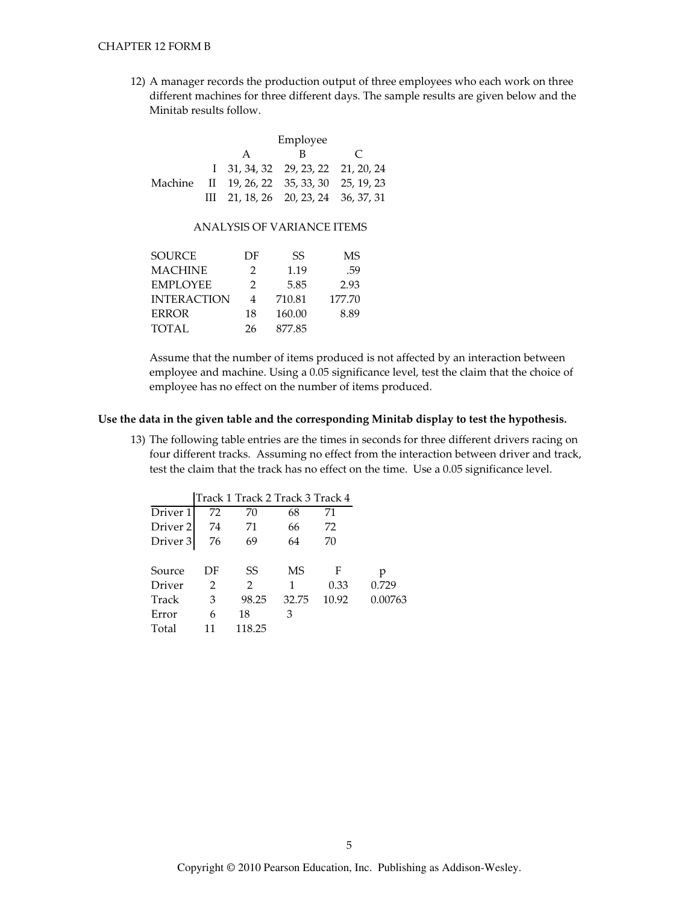12) A manager records the production output of three employees who each work on three different machines for three different days. The sample results are given below and the Minitab results follow.

| | | Employee | | |
|---|---|---|---|---|
| | | A | B | C |
| Machine | I | 31, 34, 32 | 29, 23, 22 | 21, 20, 24 |
| | II | 19, 26, 22 | 35, 33, 30 | 25, 19, 23 |
| | III | 21, 18, 26 | 20, 23, 24 | 36, 37, 31 |

ANALYSIS OF VARIANCE ITEMS

| SOURCE | DF | SS | MS |
|---|---|---|---|
| MACHINE | 2 | 1.19 | .59 |
| EMPLOYEE | 2 | 5.85 | 2.93 |
| INTERACTION | 4 | 710.81 | 177.70 |
| ERROR | 18 | 160.00 | 8.89 |
| TOTAL | 26 | 877.85 | |

Assume that the number of items produced is not affected by an interaction between employee and machine. Using a 0.05 significance level, test the claim that the choice of employee has no effect on the number of items produced.

**Use the data in the given table and the corresponding Minitab display to test the hypothesis.**

13) The following table entries are the times in seconds for three different drivers racing on four different tracks. Assuming no effect from the interaction between driver and track, test the claim that the track has no effect on the time. Use a 0.05 significance level.

| | Track 1 | Track 2 | Track 3 | Track 4 |
|---|---|---|---|---|
| Driver 1 | 72 | 70 | 68 | 71 |
| Driver 2 | 74 | 71 | 66 | 72 |
| Driver 3 | 76 | 69 | 64 | 70 |

| Source | DF | SS | MS | F | p |
|---|---|---|---|---|---|
| Driver | 2 | 2 | 1 | 0.33 | 0.729 |
| Track | 3 | 98.25 | 32.75 | 10.92 | 0.00763 |
| Error | 6 | 18 | 3 | | |
| Total | 11 | 118.25 | | | |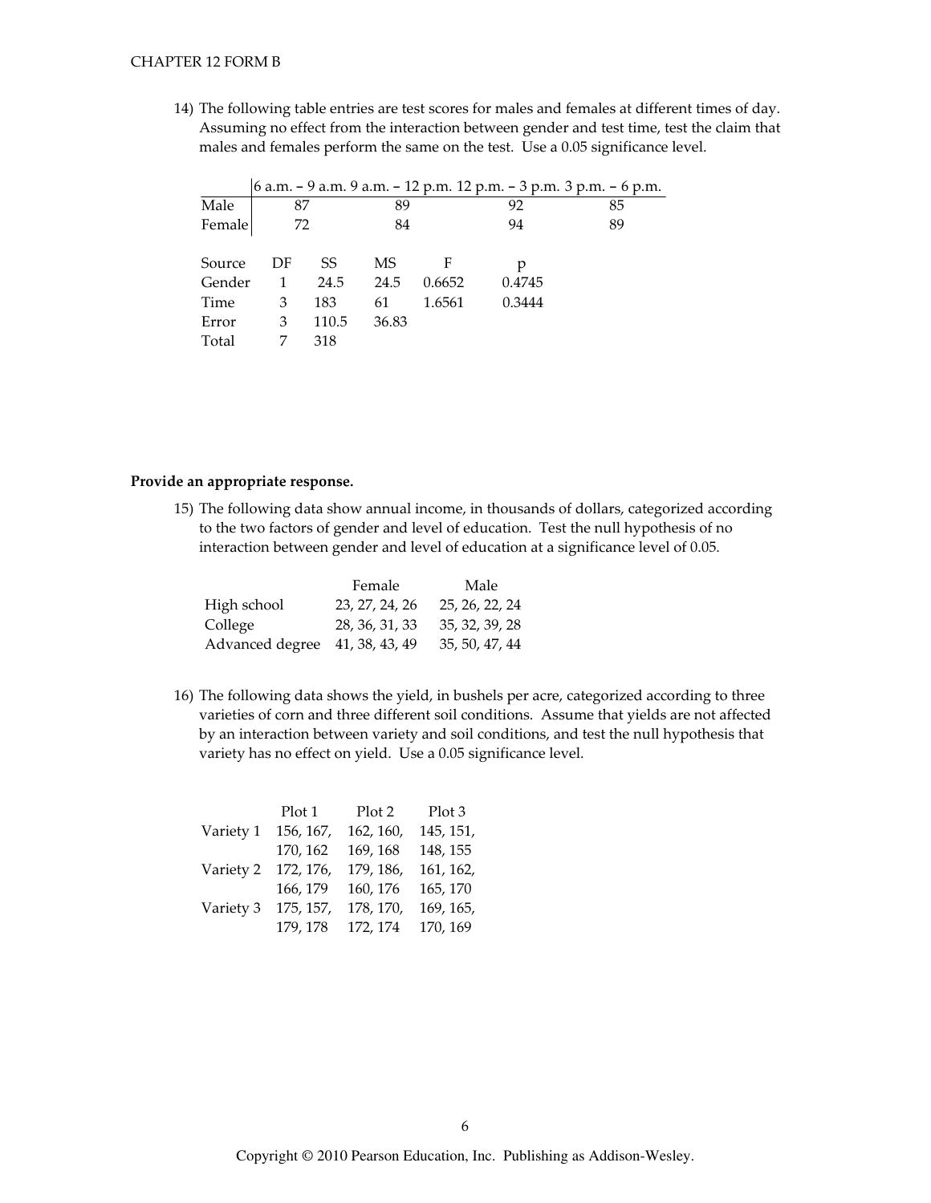14) The following table entries are test scores for males and females at different times of day. Assuming no effect from the interaction between gender and test time, test the claim that males and females perform the same on the test. Use a 0.05 significance level.

| | 6 a.m. – 9 a.m. | 9 a.m. – 12 p.m. | 12 p.m. – 3 p.m. | 3 p.m. – 6 p.m. |
|---|---|---|---|---|
| Male | 87 | 89 | 92 | 85 |
| Female | 72 | 84 | 94 | 89 |

| Source | DF | SS | MS | F | p |
|---|---|---|---|---|---|
| Gender | 1 | 24.5 | 24.5 | 0.6652 | 0.4745 |
| Time | 3 | 183 | 61 | 1.6561 | 0.3444 |
| Error | 3 | 110.5 | 36.83 | | |
| Total | 7 | 318 | | | |

**Provide an appropriate response.**

15) The following data show annual income, in thousands of dollars, categorized according to the two factors of gender and level of education. Test the null hypothesis of no interaction between gender and level of education at a significance level of 0.05.

| | Female | Male |
|---|---|---|
| High school | 23, 27, 24, 26 | 25, 26, 22, 24 |
| College | 28, 36, 31, 33 | 35, 32, 39, 28 |
| Advanced degree | 41, 38, 43, 49 | 35, 50, 47, 44 |

16) The following data shows the yield, in bushels per acre, categorized according to three varieties of corn and three different soil conditions. Assume that yields are not affected by an interaction between variety and soil conditions, and test the null hypothesis that variety has no effect on yield. Use a 0.05 significance level.

| | Plot 1 | Plot 2 | Plot 3 |
|---|---|---|---|
| Variety 1 | 156, 167, 170, 162 | 162, 160, 169, 168 | 145, 151, 148, 155 |
| Variety 2 | 172, 176, 166, 179 | 179, 186, 160, 176 | 161, 162, 165, 170 |
| Variety 3 | 175, 157, 179, 178 | 178, 170, 172, 174 | 169, 165, 170, 169 |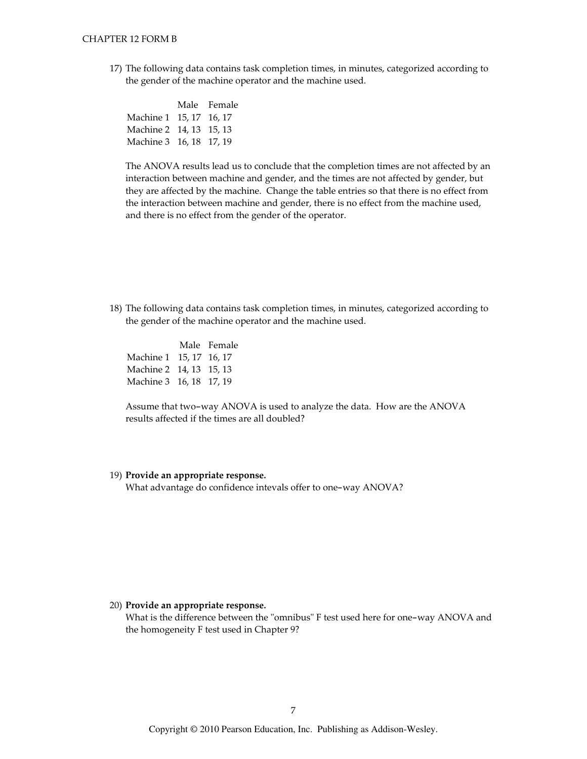17) The following data contains task completion times, in minutes, categorized according to the gender of the machine operator and the machine used.

| | Male | Female |
|---|---|---|
| Machine 1 | 15, 17 | 16, 17 |
| Machine 2 | 14, 13 | 15, 13 |
| Machine 3 | 16, 18 | 17, 19 |

The ANOVA results lead us to conclude that the completion times are not affected by an interaction between machine and gender, and the times are not affected by gender, but they are affected by the machine. Change the table entries so that there is no effect from the interaction between machine and gender, there is no effect from the machine used, and there is no effect from the gender of the operator.

18) The following data contains task completion times, in minutes, categorized according to the gender of the machine operator and the machine used.

| | Male | Female |
|---|---|---|
| Machine 1 | 15, 17 | 16, 17 |
| Machine 2 | 14, 13 | 15, 13 |
| Machine 3 | 16, 18 | 17, 19 |

Assume that two–way ANOVA is used to analyze the data. How are the ANOVA results affected if the times are all doubled?

19) **Provide an appropriate response.**
What advantage do confidence intevals offer to one–way ANOVA?

20) **Provide an appropriate response.**
What is the difference between the "omnibus" F test used here for one–way ANOVA and the homogeneity F test used in Chapter 9?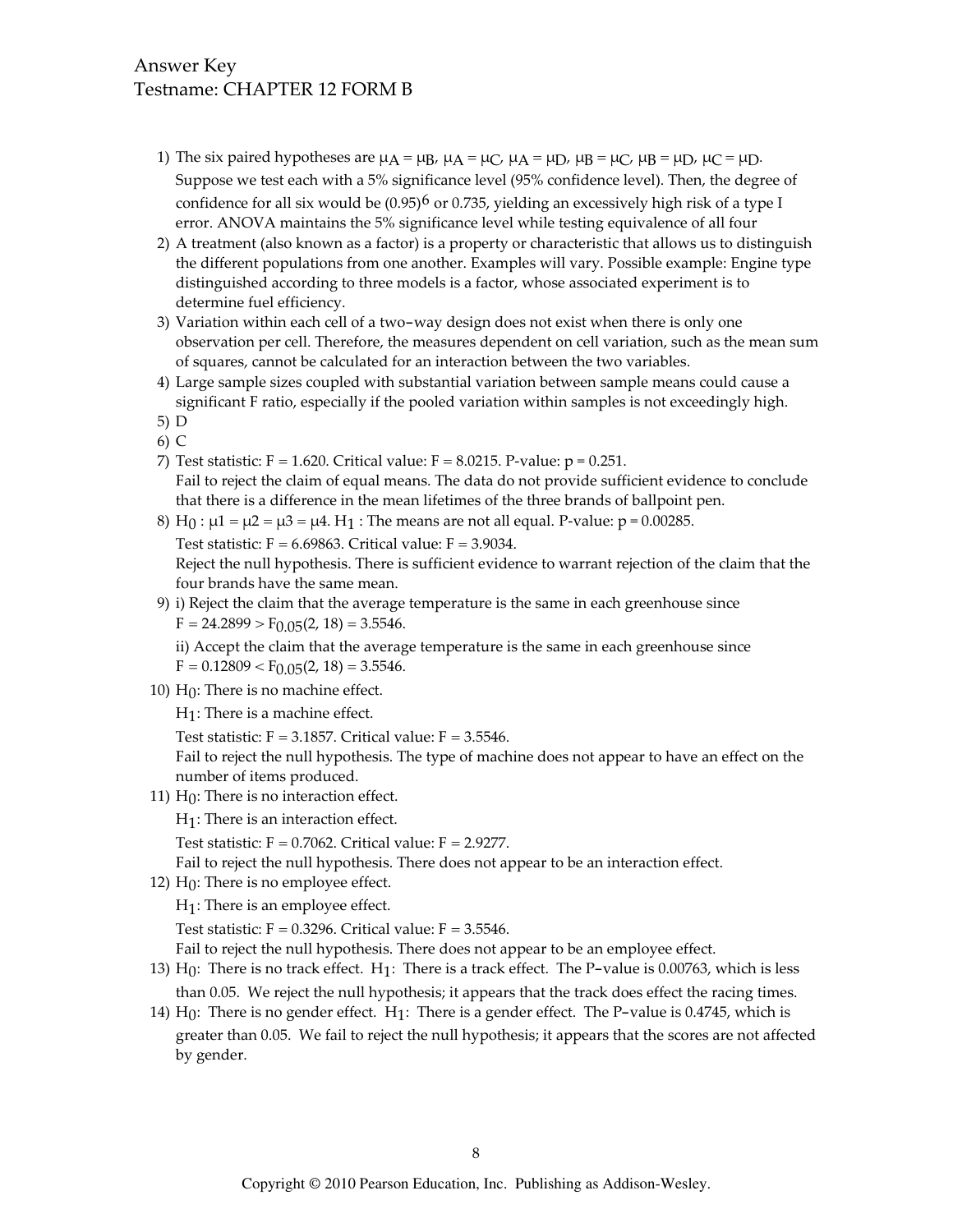Answer Key
Testname: CHAPTER 12 FORM B

1) The six paired hypotheses are $\mu_A = \mu_B$, $\mu_A = \mu_C$, $\mu_A = \mu_D$, $\mu_B = \mu_C$, $\mu_B = \mu_D$, $\mu_C = \mu_D$. Suppose we test each with a 5% significance level (95% confidence level). Then, the degree of confidence for all six would be $(0.95)^6$ or 0.735, yielding an excessively high risk of a type I error. ANOVA maintains the 5% significance level while testing equivalence of all four
2) A treatment (also known as a factor) is a property or characteristic that allows us to distinguish the different populations from one another. Examples will vary. Possible example: Engine type distinguished according to three models is a factor, whose associated experiment is to determine fuel efficiency.
3) Variation within each cell of a two-way design does not exist when there is only one observation per cell. Therefore, the measures dependent on cell variation, such as the mean sum of squares, cannot be calculated for an interaction between the two variables.
4) Large sample sizes coupled with substantial variation between sample means could cause a significant F ratio, especially if the pooled variation within samples is not exceedingly high.
5) D
6) C
7) Test statistic: F = 1.620. Critical value: F = 8.0215. P-value: p = 0.251.
   Fail to reject the claim of equal means. The data do not provide sufficient evidence to conclude that there is a difference in the mean lifetimes of the three brands of ballpoint pen.
8) $H_0 : \mu1 = \mu2 = \mu3 = \mu4$. $H_1$ : The means are not all equal. P-value: p = 0.00285.
   Test statistic: F = 6.69863. Critical value: F = 3.9034.
   Reject the null hypothesis. There is sufficient evidence to warrant rejection of the claim that the four brands have the same mean.
9) i) Reject the claim that the average temperature is the same in each greenhouse since $F = 24.2899 > F_{0.05}(2, 18) = 3.5546$.
   ii) Accept the claim that the average temperature is the same in each greenhouse since $F = 0.12809 < F_{0.05}(2, 18) = 3.5546$.
10) $H_0$: There is no machine effect.
    $H_1$: There is a machine effect.
    Test statistic: F = 3.1857. Critical value: F = 3.5546.
    Fail to reject the null hypothesis. The type of machine does not appear to have an effect on the number of items produced.
11) $H_0$: There is no interaction effect.
    $H_1$: There is an interaction effect.
    Test statistic: F = 0.7062. Critical value: F = 2.9277.
    Fail to reject the null hypothesis. There does not appear to be an interaction effect.
12) $H_0$: There is no employee effect.
    $H_1$: There is an employee effect.
    Test statistic: F = 0.3296. Critical value: F = 3.5546.
    Fail to reject the null hypothesis. There does not appear to be an employee effect.
13) $H_0$: There is no track effect. $H_1$: There is a track effect. The P-value is 0.00763, which is less than 0.05. We reject the null hypothesis; it appears that the track does effect the racing times.
14) $H_0$: There is no gender effect. $H_1$: There is a gender effect. The P-value is 0.4745, which is greater than 0.05. We fail to reject the null hypothesis; it appears that the scores are not affected by gender.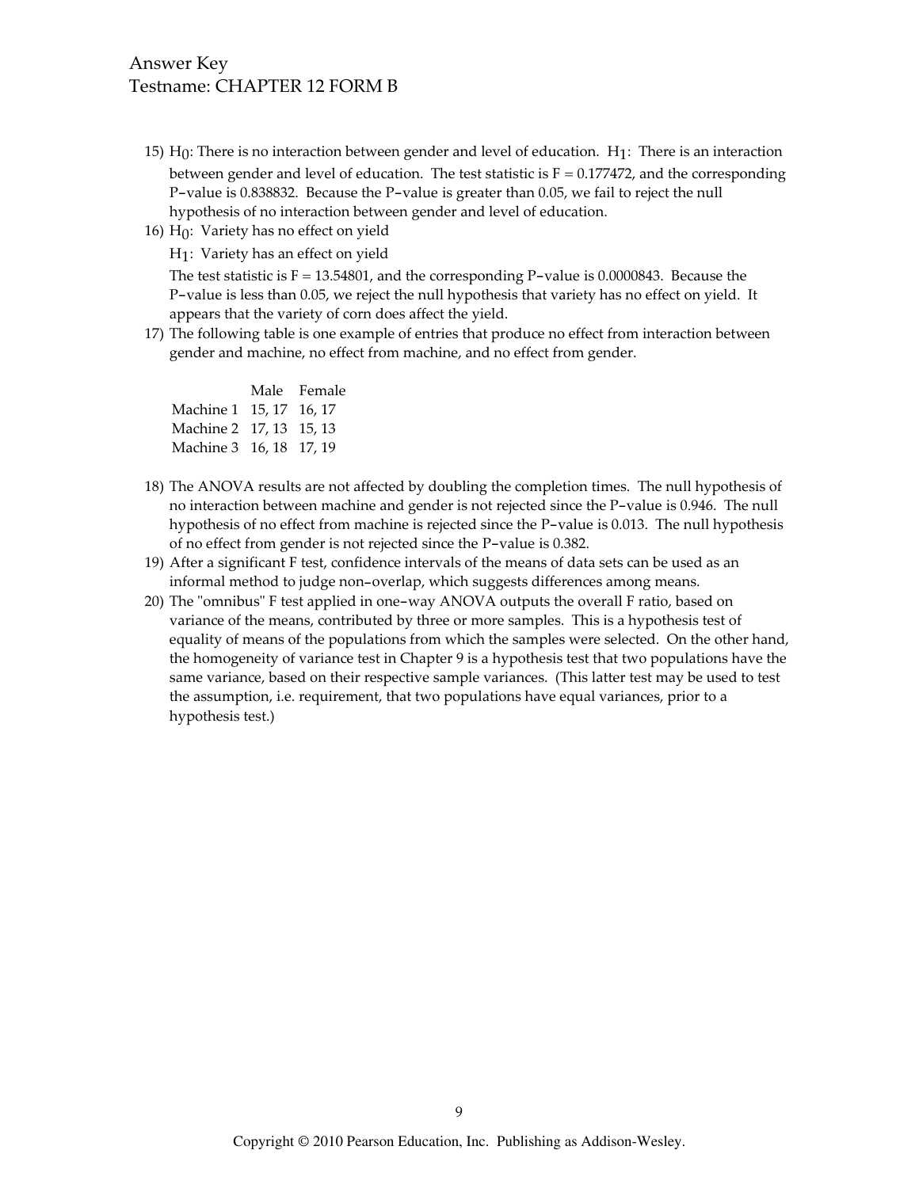15) $H_0$: There is no interaction between gender and level of education. $H_1$: There is an interaction between gender and level of education. The test statistic is F = 0.177472, and the corresponding P–value is 0.838832. Because the P–value is greater than 0.05, we fail to reject the null hypothesis of no interaction between gender and level of education.

16) $H_0$: Variety has no effect on yield

    $H_1$: Variety has an effect on yield

    The test statistic is F = 13.54801, and the corresponding P–value is 0.0000843. Because the P–value is less than 0.05, we reject the null hypothesis that variety has no effect on yield. It appears that the variety of corn does affect the yield.

17) The following table is one example of entries that produce no effect from interaction between gender and machine, no effect from machine, and no effect from gender.

|  | Male | Female |
|---|---|---|
| Machine 1 | 15, 17 | 16, 17 |
| Machine 2 | 17, 13 | 15, 13 |
| Machine 3 | 16, 18 | 17, 19 |

18) The ANOVA results are not affected by doubling the completion times. The null hypothesis of no interaction between machine and gender is not rejected since the P–value is 0.946. The null hypothesis of no effect from machine is rejected since the P–value is 0.013. The null hypothesis of no effect from gender is not rejected since the P–value is 0.382.

19) After a significant F test, confidence intervals of the means of data sets can be used as an informal method to judge non–overlap, which suggests differences among means.

20) The "omnibus" F test applied in one–way ANOVA outputs the overall F ratio, based on variance of the means, contributed by three or more samples. This is a hypothesis test of equality of means of the populations from which the samples were selected. On the other hand, the homogeneity of variance test in Chapter 9 is a hypothesis test that two populations have the same variance, based on their respective sample variances. (This latter test may be used to test the assumption, i.e. requirement, that two populations have equal variances, prior to a hypothesis test.)